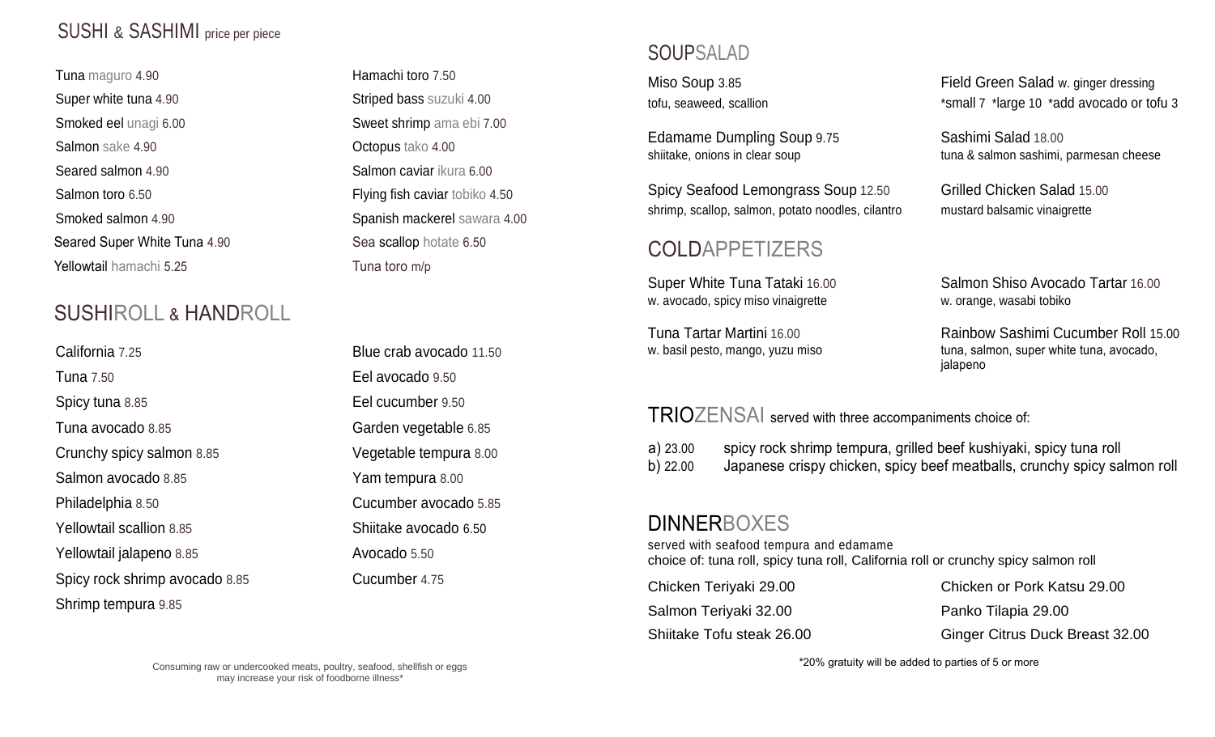## SUSHI & SASHIMI price per piece

- Tuna maguro 4.90
- Super white tuna 4.90
- Smoked eel unagi 6.00
- Salmon sake 4.90
- Seared salmon 4.90
- Salmon toro 6.50
- Smoked salmon 4.90
- Seared Super White Tuna 4.90
- Yellowtail hamachi 5.25
- Hamachi toro 7.50
- Striped bass suzuki 4.00
- Sweet shrimp ama ebi 7.00
- Octopus tako 4.00
- Salmon caviar ikura 6.00
- Flying fish caviar tobiko 4.50
- Spanish mackerel sawara 4.00
- Sea scallop hotate 6.50
- Tuna toro m/p

## SUSHIROLL & HANDROLL

- California 7.25
- Tuna 7.50
- Spicy tuna 8.85
- Tuna avocado 8.85
- Crunchy spicy salmon 8.85
- Salmon avocado 8.85
- Philadelphia 8.50
- Yellowtail scallion 8.85
- Yellowtail jalapeno 8.85
- Spicy rock shrimp avocado 8.85
- Shrimp tempura 9.85
- Blue crab avocado 11.50
- Eel avocado 9.50
- Eel cucumber 9.50
- Garden vegetable 6.85
- Vegetable tempura 8.00
- Yam tempura 8.00
- Cucumber avocado 5.85
- Shiitake avocado 6.50
- Avocado 5.50
- Cucumber 4.75

Consuming raw or undercooked meats, poultry, seafood, shellfish or eggs may increase your risk of foodborne illness*

## SOUPSALAD

**Miso Soup** 3.85
tofu, seaweed, scallion

**Edamame Dumpling Soup** 9.75
shiitake, onions in clear soup

**Spicy Seafood Lemongrass Soup** 12.50
shrimp, scallop, salmon, potato noodles, cilantro

**Field Green Salad** w. ginger dressing
*small 7 *large 10 *add avocado or tofu 3

**Sashimi Salad** 18.00
tuna & salmon sashimi, parmesan cheese

**Grilled Chicken Salad** 15.00
mustard balsamic vinaigrette

## COLDAPPETIZERS

**Super White Tuna Tataki** 16.00
w. avocado, spicy miso vinaigrette

**Tuna Tartar Martini** 16.00
w. basil pesto, mango, yuzu miso

**Salmon Shiso Avocado Tartar** 16.00
w. orange, wasabi tobiko

**Rainbow Sashimi Cucumber Roll** 15.00
tuna, salmon, super white tuna, avocado, jalapeno

## TRIOZENSAI served with three accompaniments choice of:

a) 23.00 spicy rock shrimp tempura, grilled beef kushiyaki, spicy tuna roll
b) 22.00 Japanese crispy chicken, spicy beef meatballs, crunchy spicy salmon roll

## DINNERBOXES

served with seafood tempura and edamame
choice of: tuna roll, spicy tuna roll, California roll or crunchy spicy salmon roll

- Chicken Teriyaki 29.00
- Salmon Teriyaki 32.00
- Shiitake Tofu steak 26.00
- Chicken or Pork Katsu 29.00
- Panko Tilapia 29.00
- Ginger Citrus Duck Breast 32.00

*20% gratuity will be added to parties of 5 or more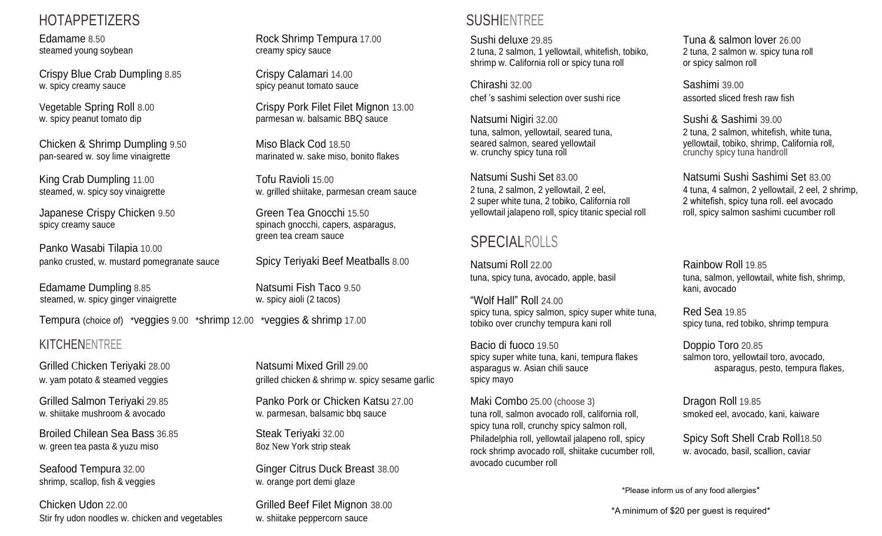## HOT APPETIZERS

**Edamame** 8.50
steamed young soybean

**Crispy Blue Crab Dumpling** 8.85
w. spicy creamy sauce

**Vegetable Spring Roll** 8.00
w. spicy peanut tomato dip

**Chicken & Shrimp Dumpling** 9.50
pan-seared w. soy lime vinaigrette

**King Crab Dumpling** 11.00
steamed, w. spicy soy vinaigrette

**Japanese Crispy Chicken** 9.50
spicy creamy sauce

**Panko Wasabi Tilapia** 10.00
panko crusted, w. mustard pomegranate sauce

**Edamame Dumpling** 8.85
steamed, w. spicy ginger vinaigrette

**Rock Shrimp Tempura** 17.00
creamy spicy sauce

**Crispy Calamari** 14.00
spicy peanut tomato sauce

**Crispy Pork Filet Filet Mignon** 13.00
parmesan w. balsamic BBQ sauce

**Miso Black Cod** 18.50
marinated w. sake miso, bonito flakes

**Tofu Ravioli** 15.00
w. grilled shiitake, parmesan cream sauce

**Green Tea Gnocchi** 15.50
spinach gnocchi, capers, asparagus, green tea cream sauce

**Spicy Teriyaki Beef Meatballs** 8.00

**Natsumi Fish Taco** 9.50
w. spicy aioli (2 tacos)

**Tempura** (choice of) *veggies 9.00 *shrimp 12.00 *veggies & shrimp 17.00

## KITCHEN ENTREE

**Grilled Chicken Teriyaki** 28.00
w. yam potato & steamed veggies

**Grilled Salmon Teriyaki** 29.85
w. shiitake mushroom & avocado

**Broiled Chilean Sea Bass** 36.85
w. green tea pasta & yuzu miso

**Seafood Tempura** 32.00
shrimp, scallop, fish & veggies

**Chicken Udon** 22.00
Stir fry udon noodles w. chicken and vegetables

**Natsumi Mixed Grill** 29.00
grilled chicken & shrimp w. spicy sesame garlic

**Panko Pork or Chicken Katsu** 27.00
w. parmesan, balsamic bbq sauce

**Steak Teriyaki** 32.00
8oz New York strip steak

**Ginger Citrus Duck Breast** 38.00
w. orange port demi glaze

**Grilled Beef Filet Mignon** 38.00
w. shiitake peppercorn sauce

## SUSHI ENTREE

**Sushi deluxe** 29.85
2 tuna, 2 salmon, 1 yellowtail, whitefish, tobiko, shrimp w. California roll or spicy tuna roll

**Chirashi** 32.00
chef 's sashimi selection over sushi rice

**Natsumi Nigiri** 32.00
tuna, salmon, yellowtail, seared tuna, seared salmon, seared yellowtail w. crunchy spicy tuna roll

**Natsumi Sushi Set** 83.00
2 tuna, 2 salmon, 2 yellowtail, 2 eel, 2 super white tuna, 2 tobiko, California roll yellowtail jalapeno roll, spicy titanic special roll

**Tuna & salmon lover** 26.00
2 tuna, 2 salmon w. spicy tuna roll or spicy salmon roll

**Sashimi** 39.00
assorted sliced fresh raw fish

**Sushi & Sashimi** 39.00
2 tuna, 2 salmon, whitefish, white tuna, yellowtail, tobiko, shrimp, California roll, crunchy spicy tuna handroll

**Natsumi Sushi Sashimi Set** 83.00
4 tuna, 4 salmon, 2 yellowtail, 2 eel, 2 shrimp, 2 whitefish, spicy tuna roll. eel avocado roll, spicy salmon sashimi cucumber roll

## SPECIAL ROLLS

**Natsumi Roll** 22.00
tuna, spicy tuna, avocado, apple, basil

**"Wolf Hall" Roll** 24.00
spicy tuna, spicy salmon, spicy super white tuna, tobiko over crunchy tempura kani roll

**Bacio di fuoco** 19.50
spicy super white tuna, kani, tempura flakes asparagus w. Asian chili sauce spicy mayo

**Maki Combo** 25.00 (choose 3)
tuna roll, salmon avocado roll, california roll, spicy tuna roll, crunchy spicy salmon roll, Philadelphia roll, yellowtail jalapeno roll, spicy rock shrimp avocado roll, shiitake cucumber roll, avocado cucumber roll

**Rainbow Roll** 19.85
tuna, salmon, yellowtail, white fish, shrimp, kani, avocado

**Red Sea** 19.85
spicy tuna, red tobiko, shrimp tempura

**Doppio Toro** 20.85
salmon toro, yellowtail toro, avocado, asparagus, pesto, tempura flakes,

**Dragon Roll** 19.85
smoked eel, avocado, kani, kaiware

**Spicy Soft Shell Crab Roll** 18.50
w. avocado, basil, scallion, caviar

*Please inform us of any food allergies*

*A minimum of $20 per guest is required*